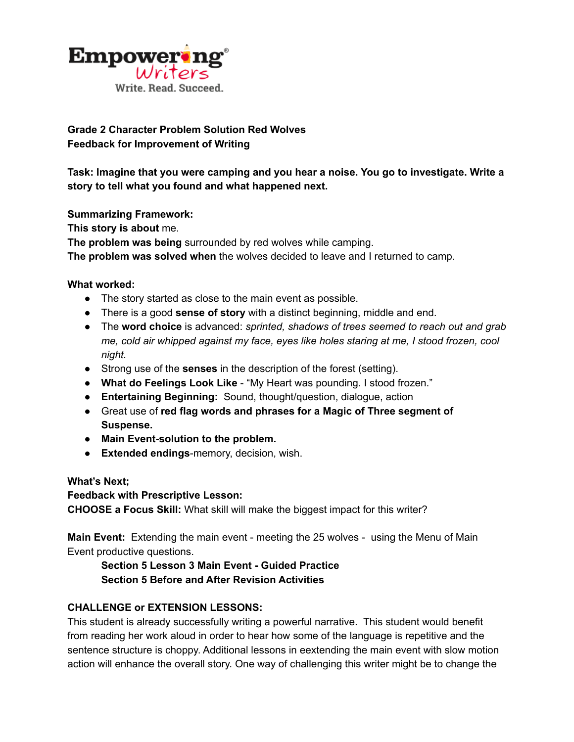Empowering Writers
Write. Read. Succeed.

**Grade 2 Character Problem Solution Red Wolves**
**Feedback for Improvement of Writing**

**Task: Imagine that you were camping and you hear a noise. You go to investigate. Write a story to tell what you found and what happened next.**

**Summarizing Framework:**
**This story is about** me.
**The problem was being** surrounded by red wolves while camping.
**The problem was solved when** the wolves decided to leave and I returned to camp.

**What worked:**

- The story started as close to the main event as possible.
- There is a good **sense of story** with a distinct beginning, middle and end.
- The **word choice** is advanced: *sprinted, shadows of trees seemed to reach out and grab me, cold air whipped against my face, eyes like holes staring at me, I stood frozen, cool night.*
- Strong use of the **senses** in the description of the forest (setting).
- **What do Feelings Look Like** - "My Heart was pounding. I stood frozen."
- **Entertaining Beginning:** Sound, thought/question, dialogue, action
- Great use of **red flag words and phrases for a Magic of Three segment of Suspense.**
- **Main Event-solution to the problem.**
- **Extended endings**-memory, decision, wish.

**What's Next;**
**Feedback with Prescriptive Lesson:**
**CHOOSE a Focus Skill:** What skill will make the biggest impact for this writer?

**Main Event:** Extending the main event - meeting the 25 wolves - using the Menu of Main Event productive questions.

> **Section 5 Lesson 3 Main Event - Guided Practice**
> **Section 5 Before and After Revision Activities**

**CHALLENGE or EXTENSION LESSONS:**
This student is already successfully writing a powerful narrative. This student would benefit from reading her work aloud in order to hear how some of the language is repetitive and the sentence structure is choppy. Additional lessons in eextending the main event with slow motion action will enhance the overall story. One way of challenging this writer might be to change the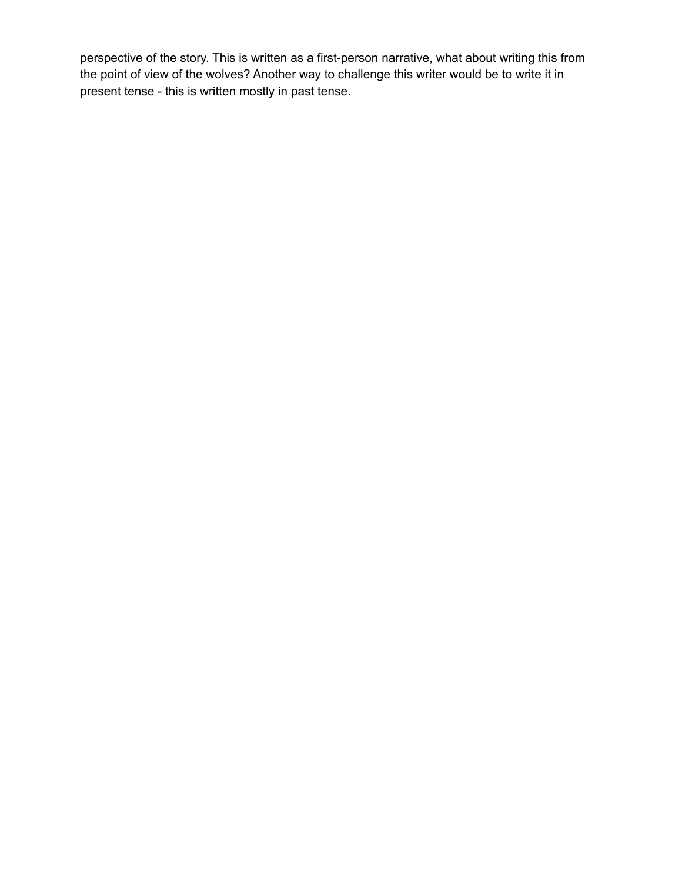perspective of the story. This is written as a first-person narrative, what about writing this from the point of view of the wolves? Another way to challenge this writer would be to write it in present tense - this is written mostly in past tense.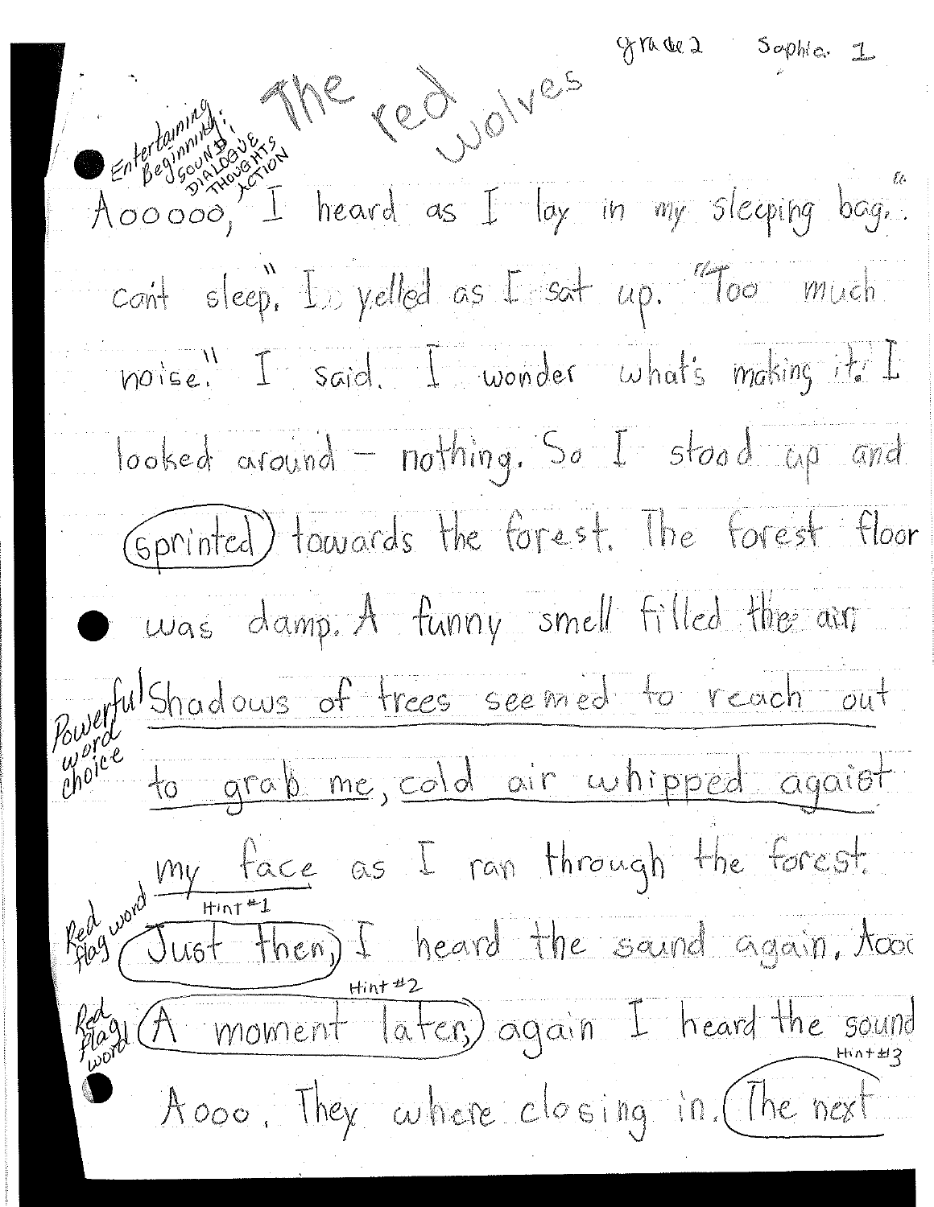grade 2 Sophia 1

# The red wolves

*Entertaining Beginning: SOUND, DIALOGUE, THOUGHTS, ACTION*

Aooooo, I heard as I lay in my sleeping bag. "I can't sleep." I yelled as I sat up. "Too much noise." I said. I wonder what's making it. I looked around - nothing. So I stood up and (sprinted) towards the forest. The forest floor was damp. A funny smell filled the air. *Powerful word choice* Shadows of trees seemed to reach out to grab me, cold air whipped agaist my face as I ran through the forest.

*Red flag word* *Hint #1* (Just then,) I heard the sound again. Aooo *Red flag word* *Hint #2* (A moment later,) again I heard the sound *Hint #3* Aooo. They where closing in. (The next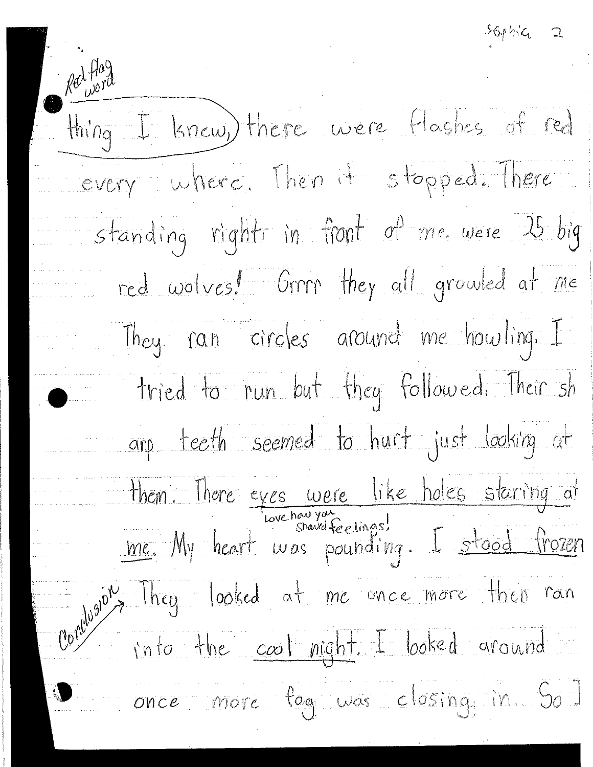thing I knew, there were flashes of red every where. Then it stopped. There standing right in front of me were 25 big red wolves! Grrrr they all growled at me They ran circles around me howling. I tried to run but they followed. Their sh arp teeth seemed to hurt just looking at them. There eyes were like holes staring at me. My heart was pounding. I stood frozen They looked at me once more then ran into the cool night. I looked around once more fog was closing in. So I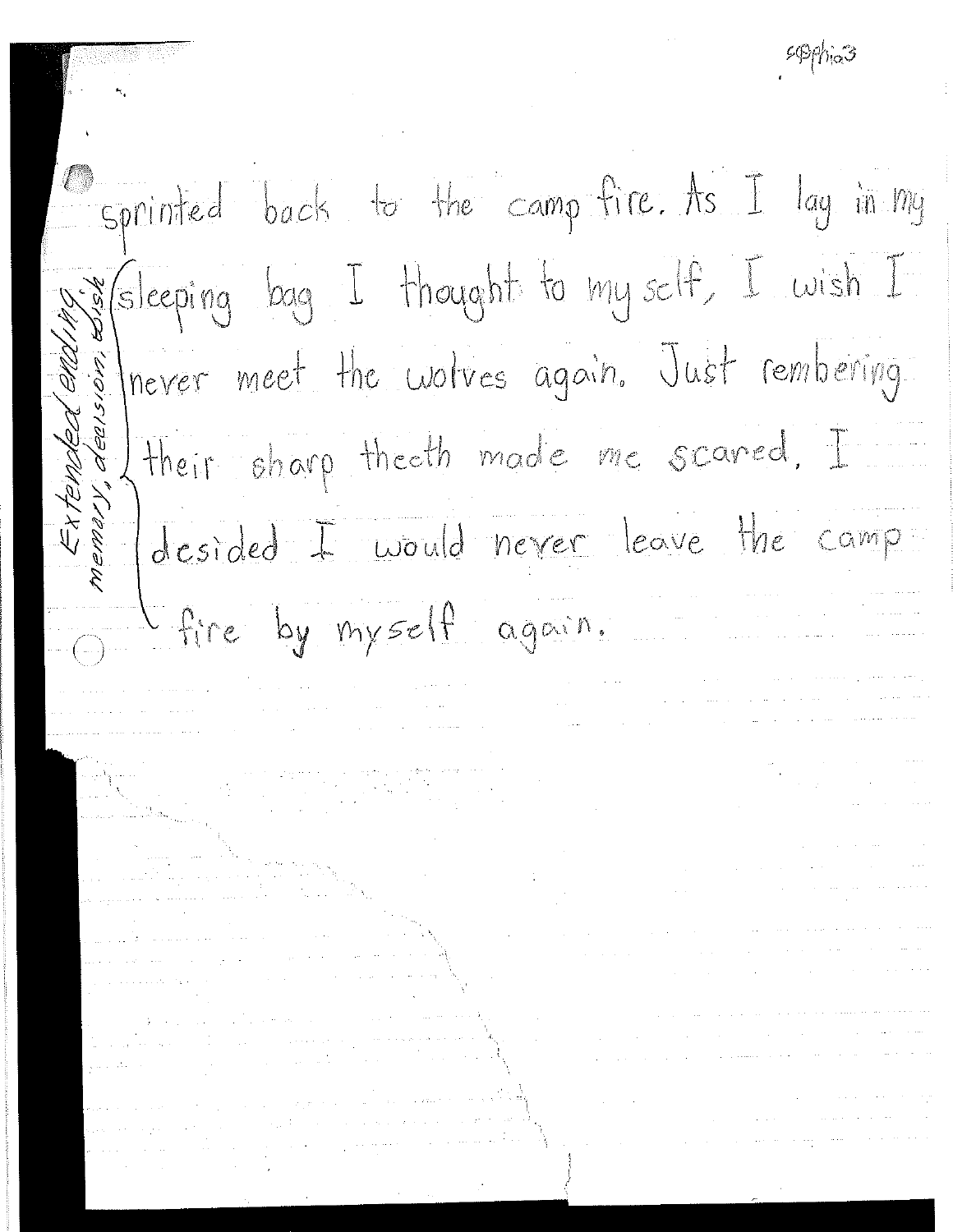sprinted back to the camp fire. As I lay in my sleeping bag I thought to myself, I wish I never meet the wolves again. Just rembering their sharp theeth made me scared, I desided I would never leave the camp fire by myself again.

*Extended ending: memory, decision, wish*